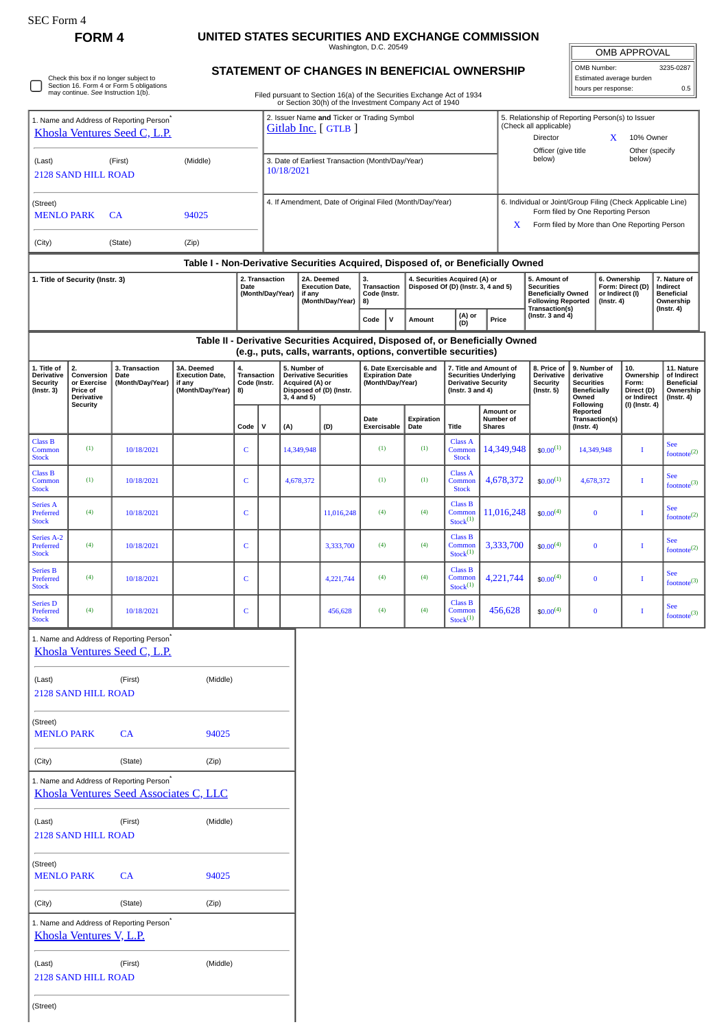SEC Form 4

**FORM 4**

# UNITED STATES SECURITIES AND EXCHANGE COMMISSION

Washington, D.C. 20549

## STATEMENT OF CHANGES IN BENEFICIAL OWNERSHIP

Filed pursuant to Section 16(a) of the Securities Exchange Act of 1934 or Section 30(h) of the Investment Company Act of 1940

| OMB APPROVAL | |
|---|---|
| OMB Number: | 3235-0287 |
| Estimated average burden | |
| hours per response: | 0.5 |

☐ Check this box if no longer subject to Section 16. Form 4 or Form 5 obligations may continue. *See* Instruction 1(b).

| 1. Name and Address of Reporting Person* | 2. Issuer Name **and** Ticker or Trading Symbol | 5. Relationship of Reporting Person(s) to Issuer (Check all applicable) |
|---|---|---|
| Khosla Ventures Seed C, L.P. | Gitlab Inc. [ GTLB ] | Director; X 10% Owner; Officer (give title below); Other (specify below) |
| (Last) (First) (Middle) 2128 SAND HILL ROAD | 3. Date of Earliest Transaction (Month/Day/Year) 10/18/2021 | |
| (Street) MENLO PARK CA 94025 | 4. If Amendment, Date of Original Filed (Month/Day/Year) | 6. Individual or Joint/Group Filing (Check Applicable Line) Form filed by One Reporting Person; X Form filed by More than One Reporting Person |
| (City) (State) (Zip) | | |

### Table I - Non-Derivative Securities Acquired, Disposed of, or Beneficially Owned

| 1. Title of Security (Instr. 3) | 2. Transaction Date (Month/Day/Year) | 2A. Deemed Execution Date, if any (Month/Day/Year) | 3. Transaction Code (Instr. 8) | | 4. Securities Acquired (A) or Disposed Of (D) (Instr. 3, 4 and 5) | | | 5. Amount of Securities Beneficially Owned Following Reported Transaction(s) (Instr. 3 and 4) | 6. Ownership Form: Direct (D) or Indirect (I) (Instr. 4) | 7. Nature of Indirect Beneficial Ownership (Instr. 4) |
|---|---|---|---|---|---|---|---|---|---|---|
| | | | Code | V | Amount | (A) or (D) | Price | | | |

### Table II - Derivative Securities Acquired, Disposed of, or Beneficially Owned (e.g., puts, calls, warrants, options, convertible securities)

| 1. Title of Derivative Security (Instr. 3) | 2. Conversion or Exercise Price of Derivative Security | 3. Transaction Date (Month/Day/Year) | 3A. Deemed Execution Date, if any (Month/Day/Year) | 4. Transaction Code (Instr. 8) | | 5. Number of Derivative Securities Acquired (A) or Disposed of (D) (Instr. 3, 4 and 5) | | 6. Date Exercisable and Expiration Date (Month/Day/Year) | | 7. Title and Amount of Securities Underlying Derivative Security (Instr. 3 and 4) | | 8. Price of Derivative Security (Instr. 5) | 9. Number of derivative Securities Beneficially Owned Following Reported Transaction(s) (Instr. 4) | 10. Ownership Form: Direct (D) or Indirect (I) (Instr. 4) | 11. Nature of Indirect Beneficial Ownership (Instr. 4) |
|---|---|---|---|---|---|---|---|---|---|---|---|---|---|---|---|
| | | | | Code | V | (A) | (D) | Date Exercisable | Expiration Date | Title | Amount or Number of Shares | | | | |
| Class B Common Stock | (1) | 10/18/2021 | | C | | 14,349,948 | | (1) | (1) | Class A Common Stock | 14,349,948 | $0.00[1] | 14,349,948 | I | See footnote[2] |
| Class B Common Stock | (1) | 10/18/2021 | | C | | 4,678,372 | | (1) | (1) | Class A Common Stock | 4,678,372 | $0.00[1] | 4,678,372 | I | See footnote[3] |
| Series A Preferred Stock | (4) | 10/18/2021 | | C | | | 11,016,248 | (4) | (4) | Class B Common Stock[1] | 11,016,248 | $0.00[4] | 0 | I | See footnote[2] |
| Series A-2 Preferred Stock | (4) | 10/18/2021 | | C | | | 3,333,700 | (4) | (4) | Class B Common Stock[1] | 3,333,700 | $0.00[4] | 0 | I | See footnote[2] |
| Series B Preferred Stock | (4) | 10/18/2021 | | C | | | 4,221,744 | (4) | (4) | Class B Common Stock[1] | 4,221,744 | $0.00[4] | 0 | I | See footnote[3] |
| Series D Preferred Stock | (4) | 10/18/2021 | | C | | | 456,628 | (4) | (4) | Class B Common Stock[1] | 456,628 | $0.00[4] | 0 | I | See footnote[3] |

1. Name and Address of Reporting Person*

Khosla Ventures Seed C, L.P.

(Last) (First) (Middle)

2128 SAND HILL ROAD

(Street)

MENLO PARK CA 94025

(City) (State) (Zip)

1. Name and Address of Reporting Person*

Khosla Ventures Seed Associates C, LLC

(Last) (First) (Middle)

2128 SAND HILL ROAD

(Street)

MENLO PARK CA 94025

(City) (State) (Zip)

1. Name and Address of Reporting Person*

Khosla Ventures V, L.P.

(Last) (First) (Middle)

2128 SAND HILL ROAD

(Street)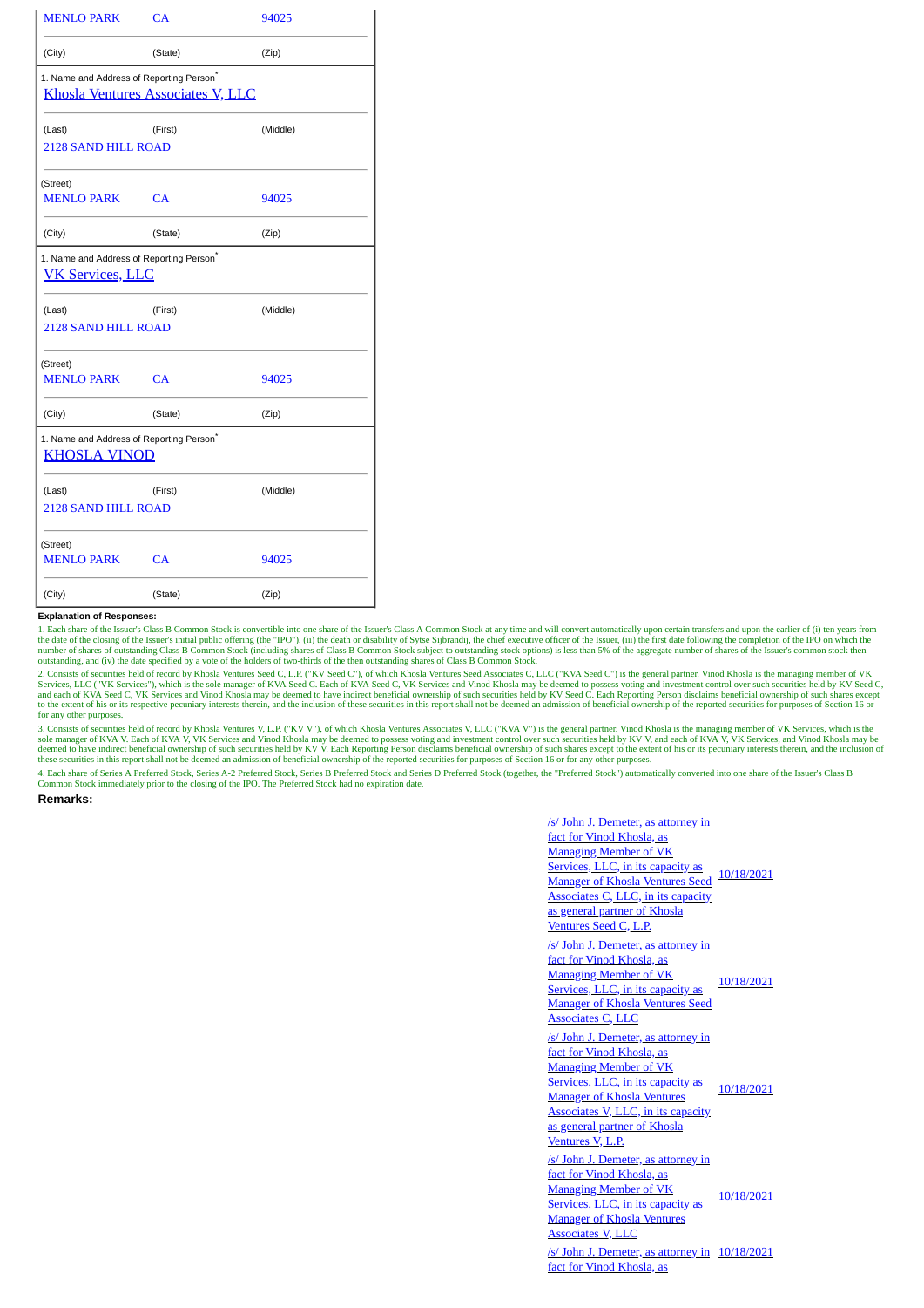| MENLO PARK | CA | 94025 |
|---|---|---|
| (City) | (State) | (Zip) |

1. Name and Address of Reporting Person*

Khosla Ventures Associates V, LLC

| (Last) | (First) | (Middle) |
|---|---|---|
| 2128 SAND HILL ROAD | | |
| (Street) | | |
| MENLO PARK | CA | 94025 |
| (City) | (State) | (Zip) |

1. Name and Address of Reporting Person*

VK Services, LLC

| (Last) | (First) | (Middle) |
|---|---|---|
| 2128 SAND HILL ROAD | | |
| (Street) | | |
| MENLO PARK | CA | 94025 |
| (City) | (State) | (Zip) |

1. Name and Address of Reporting Person*

KHOSLA VINOD

| (Last) | (First) | (Middle) |
|---|---|---|
| 2128 SAND HILL ROAD | | |
| (Street) | | |
| MENLO PARK | CA | 94025 |
| (City) | (State) | (Zip) |

**Explanation of Responses:**

1. Each share of the Issuer's Class B Common Stock is convertible into one share of the Issuer's Class A Common Stock at any time and will convert automatically upon certain transfers and upon the earlier of (i) ten years from the date of the closing of the Issuer's initial public offering (the "IPO"), (ii) the death or disability of Sytse Sijbrandij, the chief executive officer of the Issuer, (iii) the first date following the completion of the IPO on which the number of shares of outstanding Class B Common Stock (including shares of Class B Common Stock subject to outstanding stock options) is less than 5% of the aggregate number of shares of the Issuer's common stock then outstanding, and (iv) the date specified by a vote of the holders of two-thirds of the then outstanding shares of Class B Common Stock.

2. Consists of securities held of record by Khosla Ventures Seed C, L.P. ("KV Seed C"), of which Khosla Ventures Seed Associates C, LLC ("KVA Seed C") is the general partner. Vinod Khosla is the managing member of VK Services, LLC ("VK Services"), which is the sole manager of KVA Seed C. Each of KVA Seed C, VK Services and Vinod Khosla may be deemed to possess voting and investment control over such securities held by KV Seed C, and each of KVA Seed C, VK Services and Vinod Khosla may be deemed to have indirect beneficial ownership of such securities held by KV Seed C. Each Reporting Person disclaims beneficial ownership of such shares except to the extent of his or its respective pecuniary interests therein, and the inclusion of these securities in this report shall not be deemed an admission of beneficial ownership of the reported securities for purposes of Section 16 or for any other purposes.

3. Consists of securities held of record by Khosla Ventures V, L.P. ("KV V"), of which Khosla Ventures Associates V, LLC ("KVA V") is the general partner. Vinod Khosla is the managing member of VK Services, which is the sole manager of KVA V. Each of KVA V, VK Services and Vinod Khosla may be deemed to possess voting and investment control over such securities held by KV V, and each of KVA V, VK Services, and Vinod Khosla may be deemed to have indirect beneficial ownership of such securities held by KV V. Each Reporting Person disclaims beneficial ownership of such shares except to the extent of his or its pecuniary interests therein, and the inclusion of these securities in this report shall not be deemed an admission of beneficial ownership of the reported securities for purposes of Section 16 or for any other purposes.

4. Each share of Series A Preferred Stock, Series A-2 Preferred Stock, Series B Preferred Stock and Series D Preferred Stock (together, the "Preferred Stock") automatically converted into one share of the Issuer's Class B Common Stock immediately prior to the closing of the IPO. The Preferred Stock had no expiration date.

**Remarks:**

| Signature | Date |
|---|---|
| /s/ John J. Demeter, as attorney in fact for Vinod Khosla, as Managing Member of VK Services, LLC, in its capacity as Manager of Khosla Ventures Seed Associates C, LLC, in its capacity as general partner of Khosla Ventures Seed C, L.P. | 10/18/2021 |
| /s/ John J. Demeter, as attorney in fact for Vinod Khosla, as Managing Member of VK Services, LLC, in its capacity as Manager of Khosla Ventures Seed Associates C, LLC | 10/18/2021 |
| /s/ John J. Demeter, as attorney in fact for Vinod Khosla, as Managing Member of VK Services, LLC, in its capacity as Manager of Khosla Ventures Associates V, LLC, in its capacity as general partner of Khosla Ventures V, L.P. | 10/18/2021 |
| /s/ John J. Demeter, as attorney in fact for Vinod Khosla, as Managing Member of VK Services, LLC, in its capacity as Manager of Khosla Ventures Associates V, LLC | 10/18/2021 |
| /s/ John J. Demeter, as attorney in fact for Vinod Khosla, as | 10/18/2021 |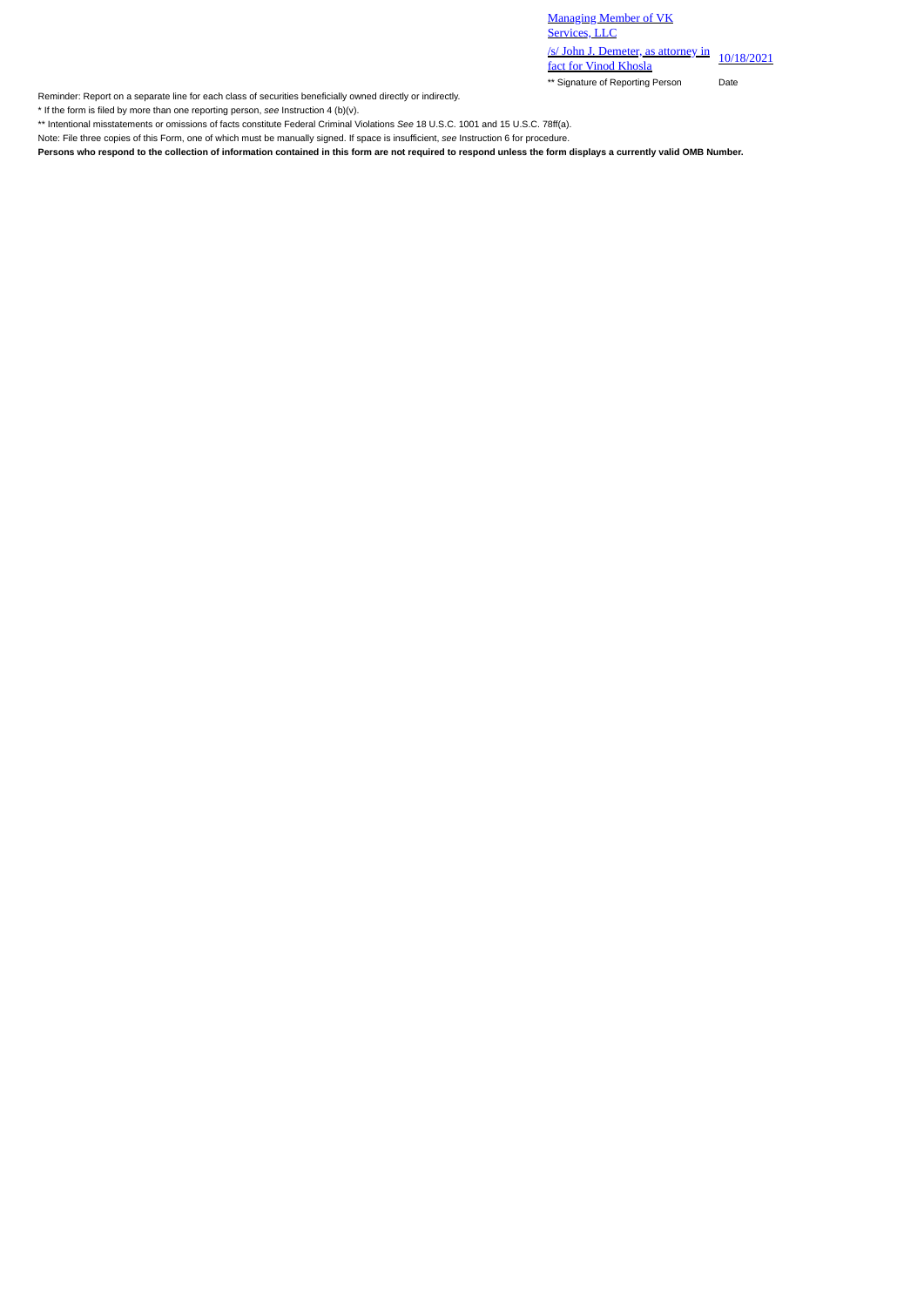Managing Member of VK Services, LLC

| | |
|---|---|
| /s/ John J. Demeter, as attorney in fact for Vinod Khosla | 10/18/2021 |
| ** Signature of Reporting Person | Date |

Reminder: Report on a separate line for each class of securities beneficially owned directly or indirectly.

\* If the form is filed by more than one reporting person, *see* Instruction 4 (b)(v).

\*\* Intentional misstatements or omissions of facts constitute Federal Criminal Violations *See* 18 U.S.C. 1001 and 15 U.S.C. 78ff(a).

Note: File three copies of this Form, one of which must be manually signed. If space is insufficient, *see* Instruction 6 for procedure.

**Persons who respond to the collection of information contained in this form are not required to respond unless the form displays a currently valid OMB Number.**